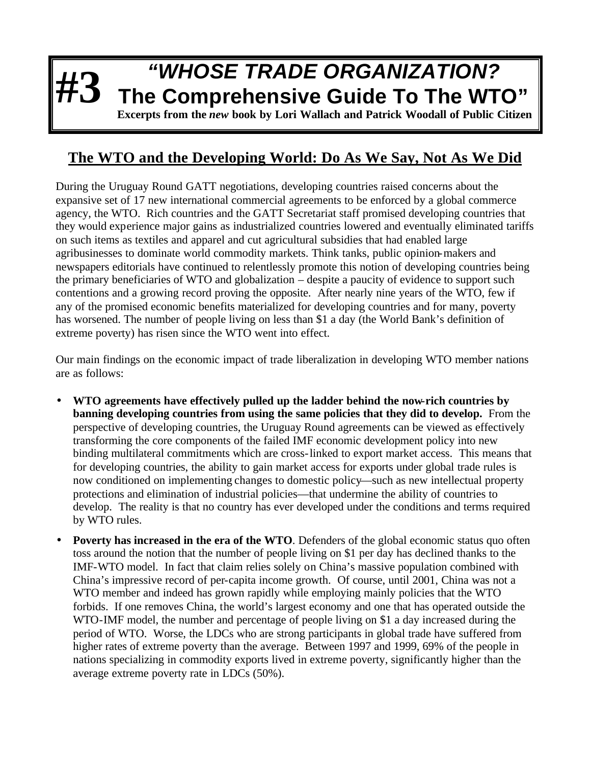# #3 "WHOSE TRADE ORGANIZATION? The Comprehensive Guide To The WTO"

**Excerpts from the *new* book by Lori Wallach and Patrick Woodall of Public Citizen**

## The WTO and the Developing World: Do As We Say, Not As We Did

During the Uruguay Round GATT negotiations, developing countries raised concerns about the expansive set of 17 new international commercial agreements to be enforced by a global commerce agency, the WTO. Rich countries and the GATT Secretariat staff promised developing countries that they would experience major gains as industrialized countries lowered and eventually eliminated tariffs on such items as textiles and apparel and cut agricultural subsidies that had enabled large agribusinesses to dominate world commodity markets. Think tanks, public opinion-makers and newspapers editorials have continued to relentlessly promote this notion of developing countries being the primary beneficiaries of WTO and globalization – despite a paucity of evidence to support such contentions and a growing record proving the opposite. After nearly nine years of the WTO, few if any of the promised economic benefits materialized for developing countries and for many, poverty has worsened. The number of people living on less than $1 a day (the World Bank's definition of extreme poverty) has risen since the WTO went into effect.

Our main findings on the economic impact of trade liberalization in developing WTO member nations are as follows:

- **WTO agreements have effectively pulled up the ladder behind the now-rich countries by banning developing countries from using the same policies that they did to develop.** From the perspective of developing countries, the Uruguay Round agreements can be viewed as effectively transforming the core components of the failed IMF economic development policy into new binding multilateral commitments which are cross-linked to export market access. This means that for developing countries, the ability to gain market access for exports under global trade rules is now conditioned on implementing changes to domestic policy—such as new intellectual property protections and elimination of industrial policies—that undermine the ability of countries to develop. The reality is that no country has ever developed under the conditions and terms required by WTO rules.
- **Poverty has increased in the era of the WTO**. Defenders of the global economic status quo often toss around the notion that the number of people living on $1 per day has declined thanks to the IMF-WTO model. In fact that claim relies solely on China's massive population combined with China's impressive record of per-capita income growth. Of course, until 2001, China was not a WTO member and indeed has grown rapidly while employing mainly policies that the WTO forbids. If one removes China, the world's largest economy and one that has operated outside the WTO-IMF model, the number and percentage of people living on $1 a day increased during the period of WTO. Worse, the LDCs who are strong participants in global trade have suffered from higher rates of extreme poverty than the average. Between 1997 and 1999, 69% of the people in nations specializing in commodity exports lived in extreme poverty, significantly higher than the average extreme poverty rate in LDCs (50%).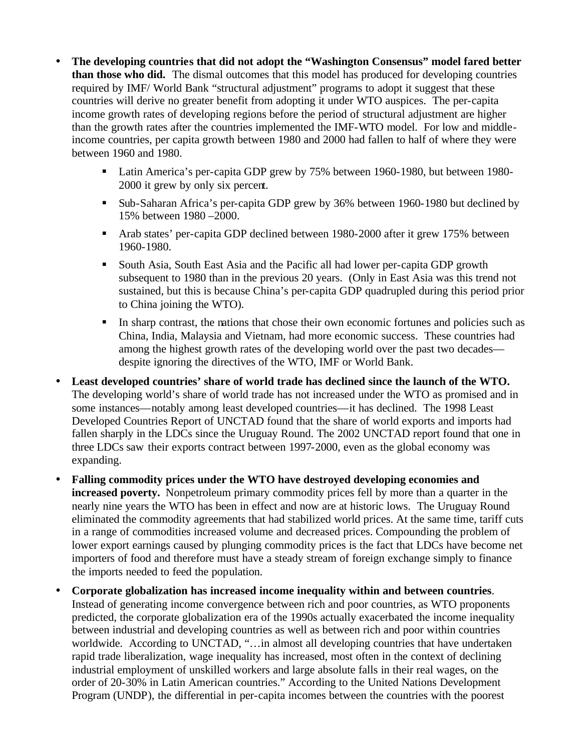- **The developing countries that did not adopt the "Washington Consensus" model fared better than those who did.** The dismal outcomes that this model has produced for developing countries required by IMF/ World Bank "structural adjustment" programs to adopt it suggest that these countries will derive no greater benefit from adopting it under WTO auspices. The per-capita income growth rates of developing regions before the period of structural adjustment are higher than the growth rates after the countries implemented the IMF-WTO model. For low and middle-income countries, per capita growth between 1980 and 2000 had fallen to half of where they were between 1960 and 1980.
    - Latin America's per-capita GDP grew by 75% between 1960-1980, but between 1980-2000 it grew by only six percent.
    - Sub-Saharan Africa's per-capita GDP grew by 36% between 1960-1980 but declined by 15% between 1980 –2000.
    - Arab states' per-capita GDP declined between 1980-2000 after it grew 175% between 1960-1980.
    - South Asia, South East Asia and the Pacific all had lower per-capita GDP growth subsequent to 1980 than in the previous 20 years. (Only in East Asia was this trend not sustained, but this is because China's per-capita GDP quadrupled during this period prior to China joining the WTO).
    - In sharp contrast, the nations that chose their own economic fortunes and policies such as China, India, Malaysia and Vietnam, had more economic success. These countries had among the highest growth rates of the developing world over the past two decades—despite ignoring the directives of the WTO, IMF or World Bank.
- **Least developed countries' share of world trade has declined since the launch of the WTO.** The developing world's share of world trade has not increased under the WTO as promised and in some instances—notably among least developed countries—it has declined. The 1998 Least Developed Countries Report of UNCTAD found that the share of world exports and imports had fallen sharply in the LDCs since the Uruguay Round. The 2002 UNCTAD report found that one in three LDCs saw their exports contract between 1997-2000, even as the global economy was expanding.
- **Falling commodity prices under the WTO have destroyed developing economies and increased poverty.** Nonpetroleum primary commodity prices fell by more than a quarter in the nearly nine years the WTO has been in effect and now are at historic lows. The Uruguay Round eliminated the commodity agreements that had stabilized world prices. At the same time, tariff cuts in a range of commodities increased volume and decreased prices. Compounding the problem of lower export earnings caused by plunging commodity prices is the fact that LDCs have become net importers of food and therefore must have a steady stream of foreign exchange simply to finance the imports needed to feed the population.
- **Corporate globalization has increased income inequality within and between countries**. Instead of generating income convergence between rich and poor countries, as WTO proponents predicted, the corporate globalization era of the 1990s actually exacerbated the income inequality between industrial and developing countries as well as between rich and poor within countries worldwide. According to UNCTAD, "…in almost all developing countries that have undertaken rapid trade liberalization, wage inequality has increased, most often in the context of declining industrial employment of unskilled workers and large absolute falls in their real wages, on the order of 20-30% in Latin American countries." According to the United Nations Development Program (UNDP), the differential in per-capita incomes between the countries with the poorest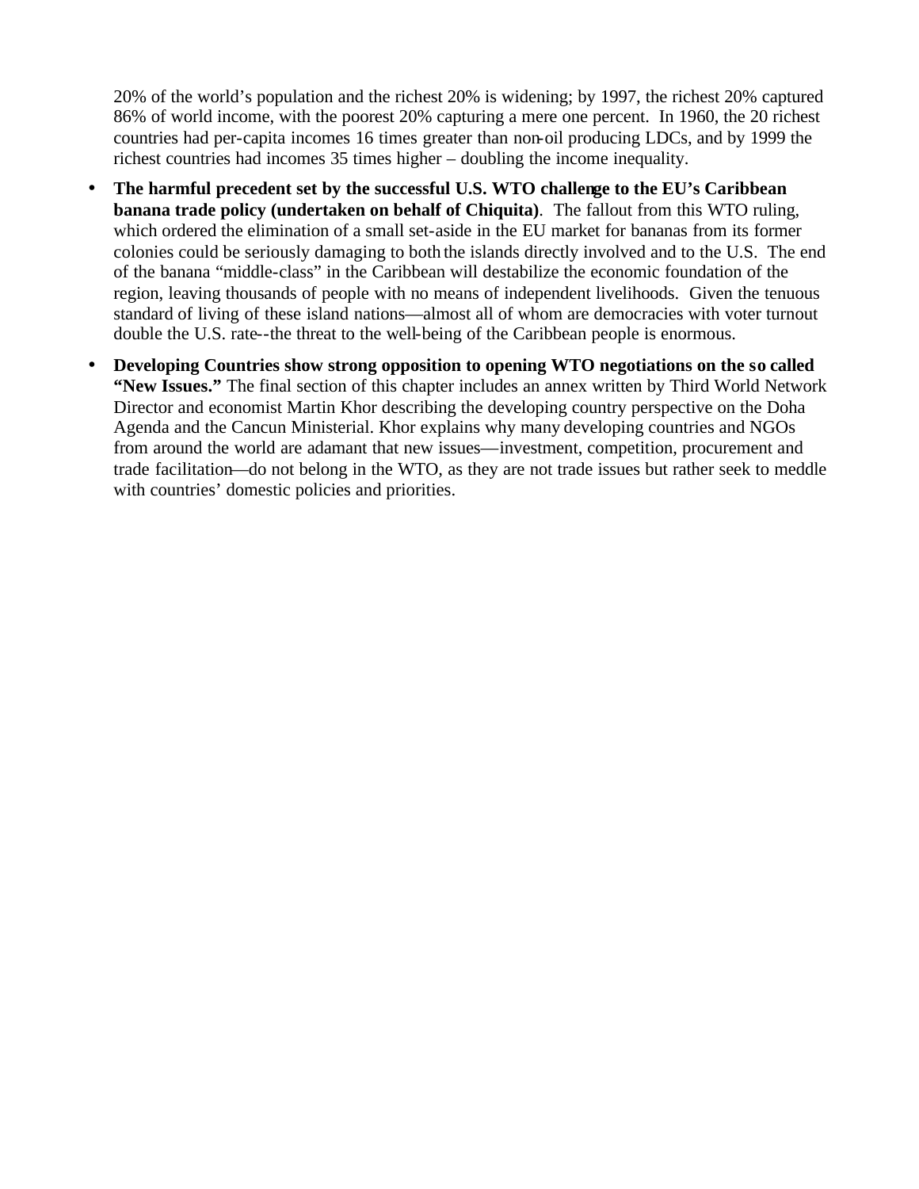20% of the world's population and the richest 20% is widening; by 1997, the richest 20% captured 86% of world income, with the poorest 20% capturing a mere one percent. In 1960, the 20 richest countries had per-capita incomes 16 times greater than non-oil producing LDCs, and by 1999 the richest countries had incomes 35 times higher – doubling the income inequality.

- **The harmful precedent set by the successful U.S. WTO challenge to the EU's Caribbean banana trade policy (undertaken on behalf of Chiquita)**. The fallout from this WTO ruling, which ordered the elimination of a small set-aside in the EU market for bananas from its former colonies could be seriously damaging to both the islands directly involved and to the U.S. The end of the banana "middle-class" in the Caribbean will destabilize the economic foundation of the region, leaving thousands of people with no means of independent livelihoods. Given the tenuous standard of living of these island nations—almost all of whom are democracies with voter turnout double the U.S. rate--the threat to the well-being of the Caribbean people is enormous.
- **Developing Countries show strong opposition to opening WTO negotiations on the so called "New Issues."** The final section of this chapter includes an annex written by Third World Network Director and economist Martin Khor describing the developing country perspective on the Doha Agenda and the Cancun Ministerial. Khor explains why many developing countries and NGOs from around the world are adamant that new issues—investment, competition, procurement and trade facilitation—do not belong in the WTO, as they are not trade issues but rather seek to meddle with countries' domestic policies and priorities.